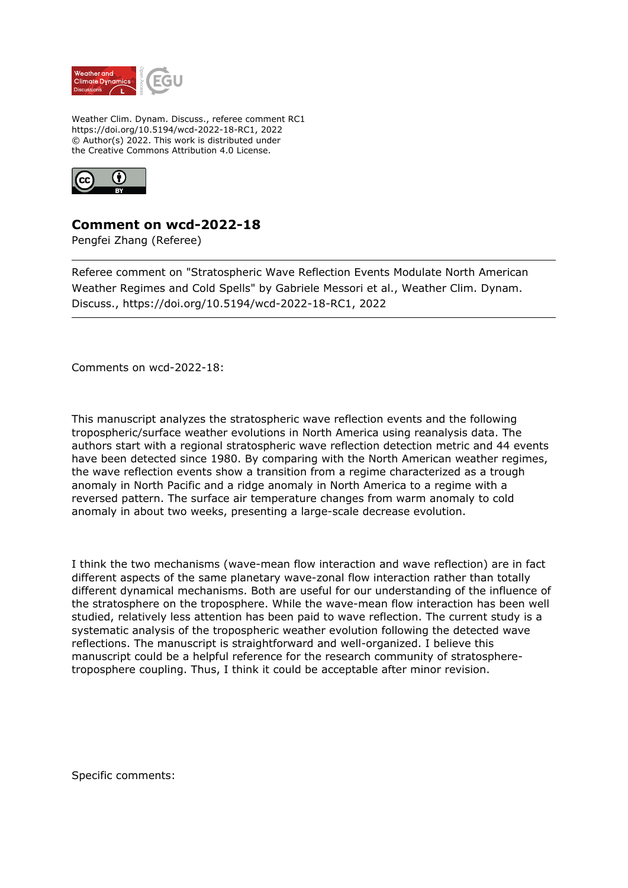Weather Clim. Dynam. Discuss., referee comment RC1
https://doi.org/10.5194/wcd-2022-18-RC1, 2022
© Author(s) 2022. This work is distributed under
the Creative Commons Attribution 4.0 License.

# Comment on wcd-2022-18

Pengfei Zhang (Referee)

---

Referee comment on "Stratospheric Wave Reflection Events Modulate North American Weather Regimes and Cold Spells" by Gabriele Messori et al., Weather Clim. Dynam. Discuss., https://doi.org/10.5194/wcd-2022-18-RC1, 2022

---

Comments on wcd-2022-18:

This manuscript analyzes the stratospheric wave reflection events and the following tropospheric/surface weather evolutions in North America using reanalysis data. The authors start with a regional stratospheric wave reflection detection metric and 44 events have been detected since 1980. By comparing with the North American weather regimes, the wave reflection events show a transition from a regime characterized as a trough anomaly in North Pacific and a ridge anomaly in North America to a regime with a reversed pattern. The surface air temperature changes from warm anomaly to cold anomaly in about two weeks, presenting a large-scale decrease evolution.

I think the two mechanisms (wave-mean flow interaction and wave reflection) are in fact different aspects of the same planetary wave-zonal flow interaction rather than totally different dynamical mechanisms. Both are useful for our understanding of the influence of the stratosphere on the troposphere. While the wave-mean flow interaction has been well studied, relatively less attention has been paid to wave reflection. The current study is a systematic analysis of the tropospheric weather evolution following the detected wave reflections. The manuscript is straightforward and well-organized. I believe this manuscript could be a helpful reference for the research community of stratosphere-troposphere coupling. Thus, I think it could be acceptable after minor revision.

Specific comments: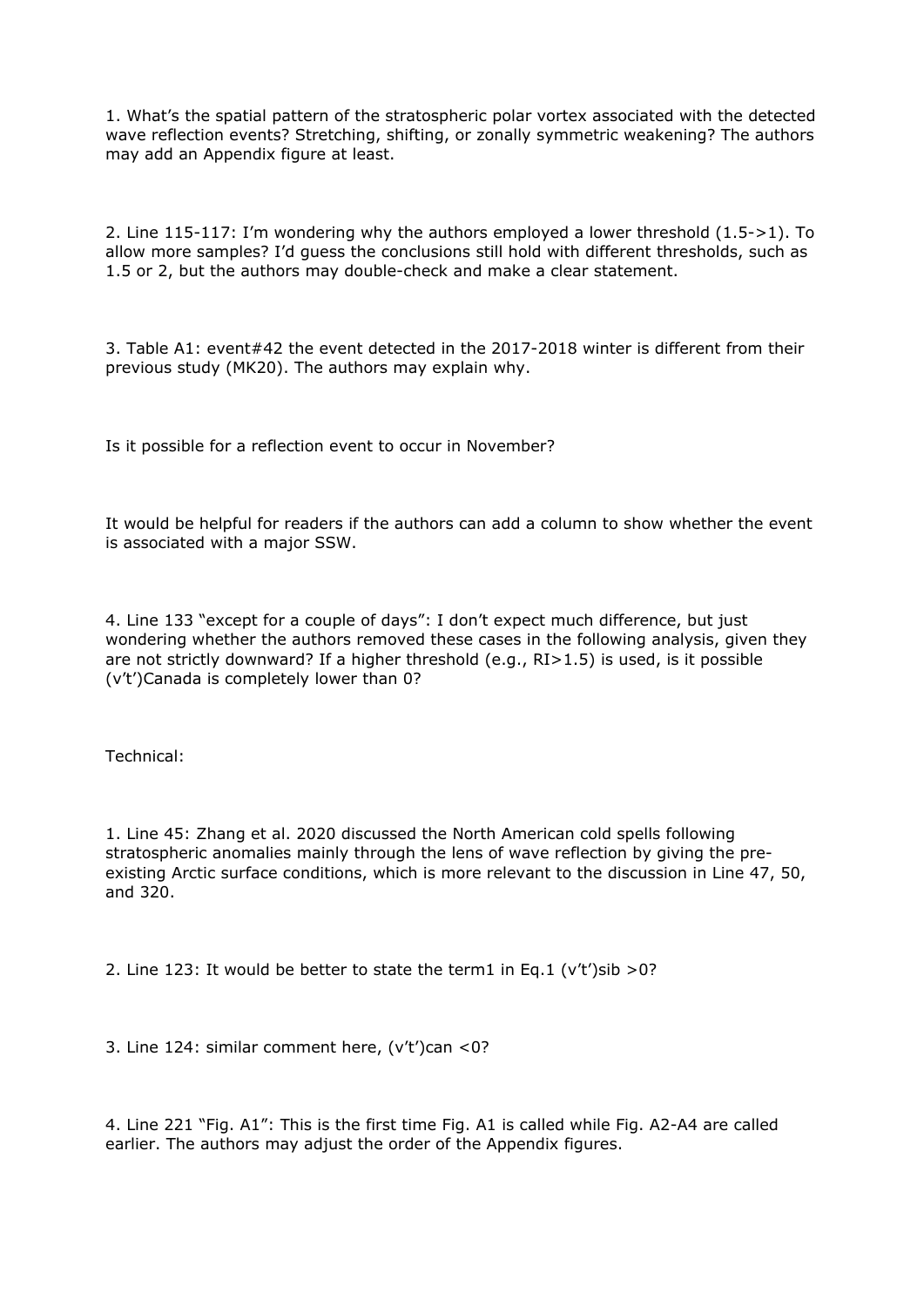1. What's the spatial pattern of the stratospheric polar vortex associated with the detected wave reflection events? Stretching, shifting, or zonally symmetric weakening? The authors may add an Appendix figure at least.

2. Line 115-117: I'm wondering why the authors employed a lower threshold (1.5->1). To allow more samples? I'd guess the conclusions still hold with different thresholds, such as 1.5 or 2, but the authors may double-check and make a clear statement.

3. Table A1: event#42 the event detected in the 2017-2018 winter is different from their previous study (MK20). The authors may explain why.

Is it possible for a reflection event to occur in November?

It would be helpful for readers if the authors can add a column to show whether the event is associated with a major SSW.

4. Line 133 "except for a couple of days": I don't expect much difference, but just wondering whether the authors removed these cases in the following analysis, given they are not strictly downward? If a higher threshold (e.g., RI>1.5) is used, is it possible $(v't')_{Canada}$ is completely lower than 0?

Technical:

1. Line 45: Zhang et al. 2020 discussed the North American cold spells following stratospheric anomalies mainly through the lens of wave reflection by giving the pre-existing Arctic surface conditions, which is more relevant to the discussion in Line 47, 50, and 320.

2. Line 123: It would be better to state the term1 in Eq.1 $(v't')_{sib} > 0$?

3. Line 124: similar comment here, $(v't')_{can} < 0$?

4. Line 221 "Fig. A1": This is the first time Fig. A1 is called while Fig. A2-A4 are called earlier. The authors may adjust the order of the Appendix figures.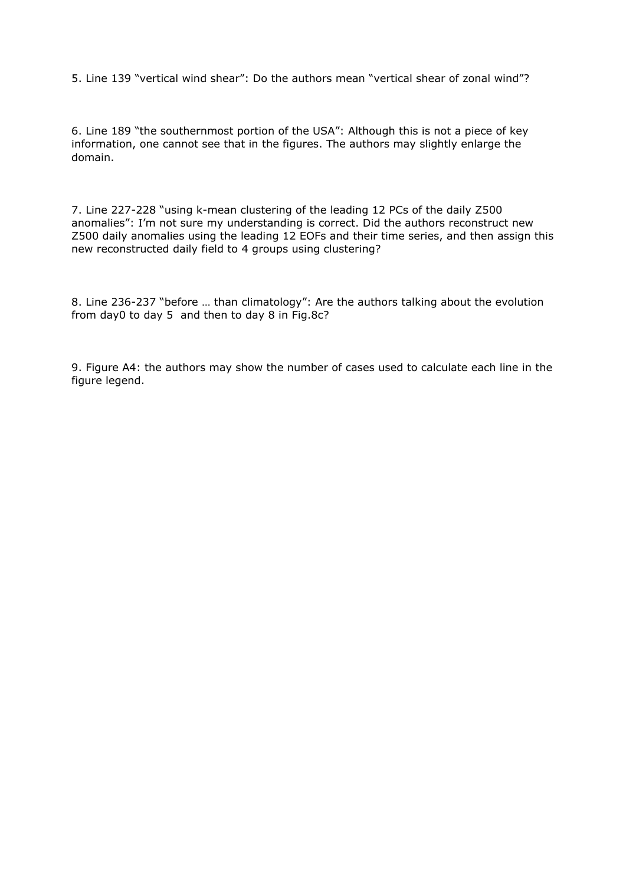5. Line 139 “vertical wind shear”: Do the authors mean “vertical shear of zonal wind”?

6. Line 189 “the southernmost portion of the USA”: Although this is not a piece of key information, one cannot see that in the figures. The authors may slightly enlarge the domain.

7. Line 227-228 “using k-mean clustering of the leading 12 PCs of the daily Z500 anomalies”: I’m not sure my understanding is correct. Did the authors reconstruct new Z500 daily anomalies using the leading 12 EOFs and their time series, and then assign this new reconstructed daily field to 4 groups using clustering?

8. Line 236-237 “before … than climatology”: Are the authors talking about the evolution from day0 to day 5 and then to day 8 in Fig.8c?

9. Figure A4: the authors may show the number of cases used to calculate each line in the figure legend.